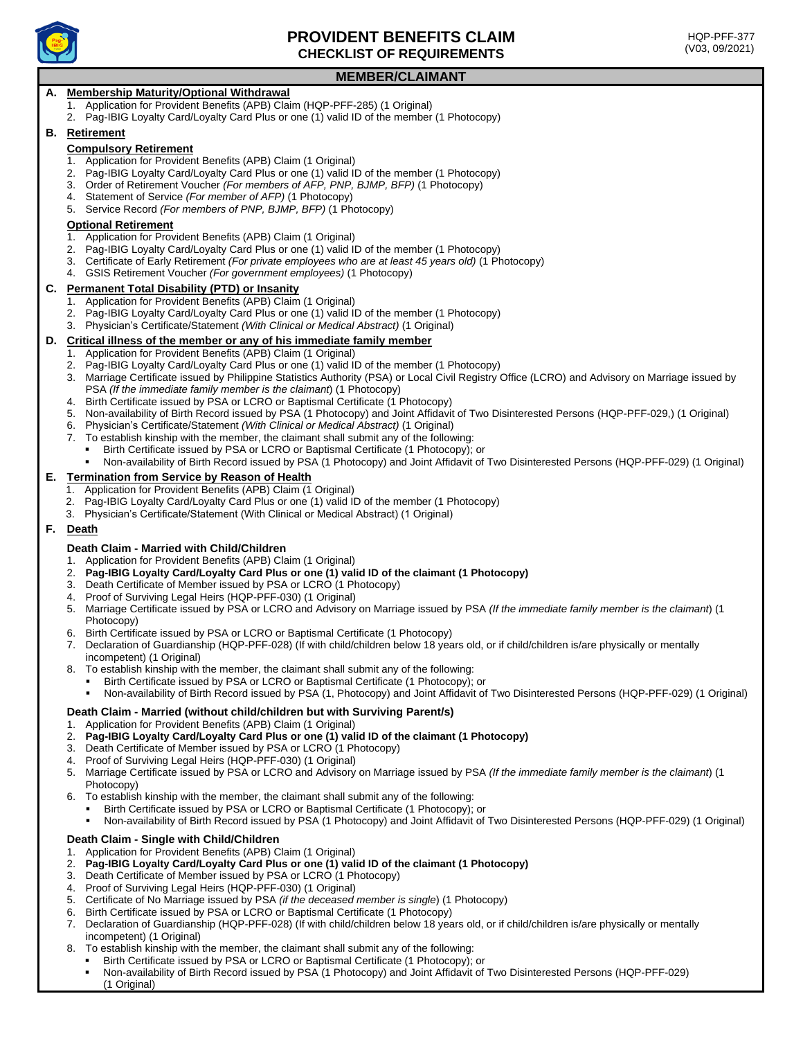# PROVIDENT BENEFITS CLAIM
## CHECKLIST OF REQUIREMENTS

HQP-PFF-377
(V03, 09/2021)

## MEMBER/CLAIMANT

### A. Membership Maturity/Optional Withdrawal

1. Application for Provident Benefits (APB) Claim (HQP-PFF-285) (1 Original)
2. Pag-IBIG Loyalty Card/Loyalty Card Plus or one (1) valid ID of the member (1 Photocopy)

### B. Retirement

**Compulsory Retirement**

1. Application for Provident Benefits (APB) Claim (1 Original)
2. Pag-IBIG Loyalty Card/Loyalty Card Plus or one (1) valid ID of the member (1 Photocopy)
3. Order of Retirement Voucher *(For members of AFP, PNP, BJMP, BFP)* (1 Photocopy)
4. Statement of Service *(For member of AFP)* (1 Photocopy)
5. Service Record *(For members of PNP, BJMP, BFP)* (1 Photocopy)

**Optional Retirement**

1. Application for Provident Benefits (APB) Claim (1 Original)
2. Pag-IBIG Loyalty Card/Loyalty Card Plus or one (1) valid ID of the member (1 Photocopy)
3. Certificate of Early Retirement *(For private employees who are at least 45 years old)* (1 Photocopy)
4. GSIS Retirement Voucher *(For government employees)* (1 Photocopy)

### C. Permanent Total Disability (PTD) or Insanity

1. Application for Provident Benefits (APB) Claim (1 Original)
2. Pag-IBIG Loyalty Card/Loyalty Card Plus or one (1) valid ID of the member (1 Photocopy)
3. Physician's Certificate/Statement *(With Clinical or Medical Abstract)* (1 Original)

### D. Critical illness of the member or any of his immediate family member

1. Application for Provident Benefits (APB) Claim (1 Original)
2. Pag-IBIG Loyalty Card/Loyalty Card Plus or one (1) valid ID of the member (1 Photocopy)
3. Marriage Certificate issued by Philippine Statistics Authority (PSA) or Local Civil Registry Office (LCRO) and Advisory on Marriage issued by PSA *(If the immediate family member is the claimant*) (1 Photocopy)
4. Birth Certificate issued by PSA or LCRO or Baptismal Certificate (1 Photocopy)
5. Non-availability of Birth Record issued by PSA (1 Photocopy) and Joint Affidavit of Two Disinterested Persons (HQP-PFF-029,) (1 Original)
6. Physician's Certificate/Statement *(With Clinical or Medical Abstract)* (1 Original)
7. To establish kinship with the member, the claimant shall submit any of the following:
   - Birth Certificate issued by PSA or LCRO or Baptismal Certificate (1 Photocopy); or
   - Non-availability of Birth Record issued by PSA (1 Photocopy) and Joint Affidavit of Two Disinterested Persons (HQP-PFF-029) (1 Original)

### E. Termination from Service by Reason of Health

1. Application for Provident Benefits (APB) Claim (1 Original)
2. Pag-IBIG Loyalty Card/Loyalty Card Plus or one (1) valid ID of the member (1 Photocopy)
3. Physician's Certificate/Statement (With Clinical or Medical Abstract) (1 Original)

### F. Death

**Death Claim - Married with Child/Children**

1. Application for Provident Benefits (APB) Claim (1 Original)
2. **Pag-IBIG Loyalty Card/Loyalty Card Plus or one (1) valid ID of the claimant (1 Photocopy)**
3. Death Certificate of Member issued by PSA or LCRO (1 Photocopy)
4. Proof of Surviving Legal Heirs (HQP-PFF-030) (1 Original)
5. Marriage Certificate issued by PSA or LCRO and Advisory on Marriage issued by PSA *(If the immediate family member is the claimant*) (1 Photocopy)
6. Birth Certificate issued by PSA or LCRO or Baptismal Certificate (1 Photocopy)
7. Declaration of Guardianship (HQP-PFF-028) (If with child/children below 18 years old, or if child/children is/are physically or mentally incompetent) (1 Original)
8. To establish kinship with the member, the claimant shall submit any of the following:
   - Birth Certificate issued by PSA or LCRO or Baptismal Certificate (1 Photocopy); or
   - Non-availability of Birth Record issued by PSA (1, Photocopy) and Joint Affidavit of Two Disinterested Persons (HQP-PFF-029) (1 Original)

**Death Claim - Married (without child/children but with Surviving Parent/s)**

1. Application for Provident Benefits (APB) Claim (1 Original)
2. **Pag-IBIG Loyalty Card/Loyalty Card Plus or one (1) valid ID of the claimant (1 Photocopy)**
3. Death Certificate of Member issued by PSA or LCRO (1 Photocopy)
4. Proof of Surviving Legal Heirs (HQP-PFF-030) (1 Original)
5. Marriage Certificate issued by PSA or LCRO and Advisory on Marriage issued by PSA *(If the immediate family member is the claimant*) (1 Photocopy)
6. To establish kinship with the member, the claimant shall submit any of the following:
   - Birth Certificate issued by PSA or LCRO or Baptismal Certificate (1 Photocopy); or
   - Non-availability of Birth Record issued by PSA (1 Photocopy) and Joint Affidavit of Two Disinterested Persons (HQP-PFF-029) (1 Original)

**Death Claim - Single with Child/Children**

1. Application for Provident Benefits (APB) Claim (1 Original)
2. **Pag-IBIG Loyalty Card/Loyalty Card Plus or one (1) valid ID of the claimant (1 Photocopy)**
3. Death Certificate of Member issued by PSA or LCRO (1 Photocopy)
4. Proof of Surviving Legal Heirs (HQP-PFF-030) (1 Original)
5. Certificate of No Marriage issued by PSA *(if the deceased member is single*) (1 Photocopy)
6. Birth Certificate issued by PSA or LCRO or Baptismal Certificate (1 Photocopy)
7. Declaration of Guardianship (HQP-PFF-028) (If with child/children below 18 years old, or if child/children is/are physically or mentally incompetent) (1 Original)
8. To establish kinship with the member, the claimant shall submit any of the following:
   - Birth Certificate issued by PSA or LCRO or Baptismal Certificate (1 Photocopy); or
   - Non-availability of Birth Record issued by PSA (1 Photocopy) and Joint Affidavit of Two Disinterested Persons (HQP-PFF-029) (1 Original)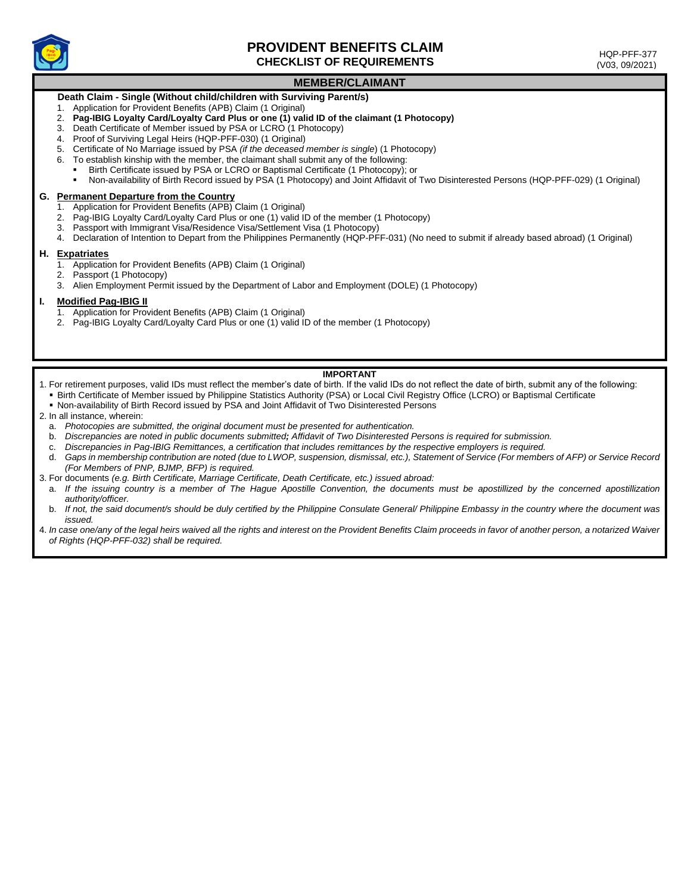# PROVIDENT BENEFITS CLAIM
## CHECKLIST OF REQUIREMENTS

HQP-PFF-377
(V03, 09/2021)

## MEMBER/CLAIMANT

**Death Claim - Single (Without child/children with Surviving Parent/s)**

1. Application for Provident Benefits (APB) Claim (1 Original)
2. **Pag-IBIG Loyalty Card/Loyalty Card Plus or one (1) valid ID of the claimant (1 Photocopy)**
3. Death Certificate of Member issued by PSA or LCRO (1 Photocopy)
4. Proof of Surviving Legal Heirs (HQP-PFF-030) (1 Original)
5. Certificate of No Marriage issued by PSA *(if the deceased member is single)* (1 Photocopy)
6. To establish kinship with the member, the claimant shall submit any of the following:
   - Birth Certificate issued by PSA or LCRO or Baptismal Certificate (1 Photocopy); or
   - Non-availability of Birth Record issued by PSA (1 Photocopy) and Joint Affidavit of Two Disinterested Persons (HQP-PFF-029) (1 Original)

### G. Permanent Departure from the Country

1. Application for Provident Benefits (APB) Claim (1 Original)
2. Pag-IBIG Loyalty Card/Loyalty Card Plus or one (1) valid ID of the member (1 Photocopy)
3. Passport with Immigrant Visa/Residence Visa/Settlement Visa (1 Photocopy)
4. Declaration of Intention to Depart from the Philippines Permanently (HQP-PFF-031) (No need to submit if already based abroad) (1 Original)

### H. Expatriates

1. Application for Provident Benefits (APB) Claim (1 Original)
2. Passport (1 Photocopy)
3. Alien Employment Permit issued by the Department of Labor and Employment (DOLE) (1 Photocopy)

### I. Modified Pag-IBIG II

1. Application for Provident Benefits (APB) Claim (1 Original)
2. Pag-IBIG Loyalty Card/Loyalty Card Plus or one (1) valid ID of the member (1 Photocopy)

## IMPORTANT

1. For retirement purposes, valid IDs must reflect the member's date of birth. If the valid IDs do not reflect the date of birth, submit any of the following:
   - Birth Certificate of Member issued by Philippine Statistics Authority (PSA) or Local Civil Registry Office (LCRO) or Baptismal Certificate
   - Non-availability of Birth Record issued by PSA and Joint Affidavit of Two Disinterested Persons
2. In all instance, wherein:
   a. *Photocopies are submitted, the original document must be presented for authentication.*
   b. *Discrepancies are noted in public documents submitted; Affidavit of Two Disinterested Persons is required for submission.*
   c. *Discrepancies in Pag-IBIG Remittances, a certification that includes remittances by the respective employers is required.*
   d. *Gaps in membership contribution are noted (due to LWOP, suspension, dismissal, etc.), Statement of Service (For members of AFP) or Service Record (For Members of PNP, BJMP, BFP) is required.*
3. For documents *(e.g. Birth Certificate, Marriage Certificate, Death Certificate, etc.) issued abroad:*
   a. *If the issuing country is a member of The Hague Apostille Convention, the documents must be apostillized by the concerned apostillization authority/officer.*
   b. *If not, the said document/s should be duly certified by the Philippine Consulate General/ Philippine Embassy in the country where the document was issued.*
4. *In case one/any of the legal heirs waived all the rights and interest on the Provident Benefits Claim proceeds in favor of another person, a notarized Waiver of Rights (HQP-PFF-032) shall be required.*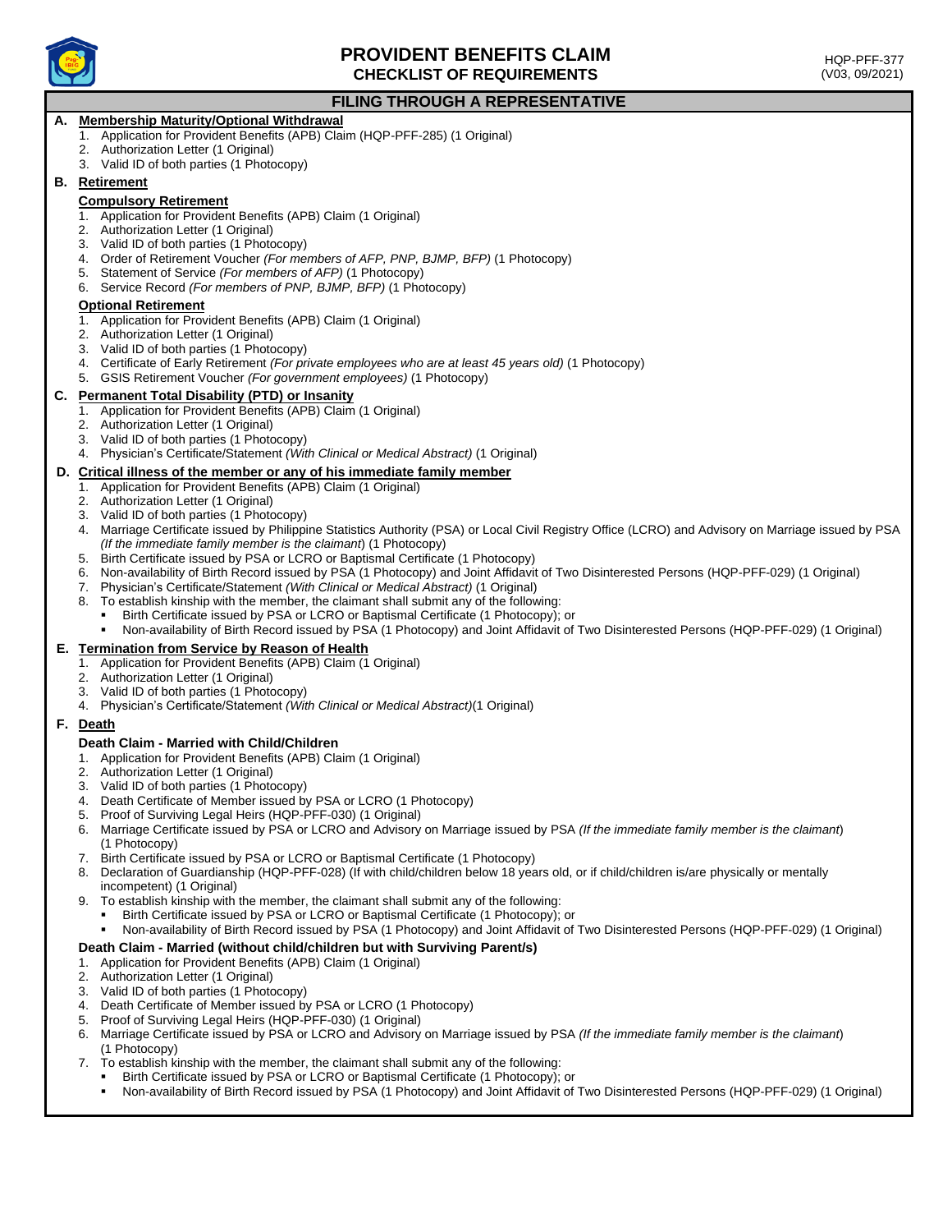# PROVIDENT BENEFITS CLAIM
## CHECKLIST OF REQUIREMENTS

HQP-PFF-377
(V03, 09/2021)

### FILING THROUGH A REPRESENTATIVE

**A. Membership Maturity/Optional Withdrawal**

1. Application for Provident Benefits (APB) Claim (HQP-PFF-285) (1 Original)
2. Authorization Letter (1 Original)
3. Valid ID of both parties (1 Photocopy)

**B. Retirement**

**Compulsory Retirement**

1. Application for Provident Benefits (APB) Claim (1 Original)
2. Authorization Letter (1 Original)
3. Valid ID of both parties (1 Photocopy)
4. Order of Retirement Voucher *(For members of AFP, PNP, BJMP, BFP)* (1 Photocopy)
5. Statement of Service *(For members of AFP)* (1 Photocopy)
6. Service Record *(For members of PNP, BJMP, BFP)* (1 Photocopy)

**Optional Retirement**

1. Application for Provident Benefits (APB) Claim (1 Original)
2. Authorization Letter (1 Original)
3. Valid ID of both parties (1 Photocopy)
4. Certificate of Early Retirement *(For private employees who are at least 45 years old)* (1 Photocopy)
5. GSIS Retirement Voucher *(For government employees)* (1 Photocopy)

**C. Permanent Total Disability (PTD) or Insanity**

1. Application for Provident Benefits (APB) Claim (1 Original)
2. Authorization Letter (1 Original)
3. Valid ID of both parties (1 Photocopy)
4. Physician's Certificate/Statement *(With Clinical or Medical Abstract)* (1 Original)

**D. Critical illness of the member or any of his immediate family member**

1. Application for Provident Benefits (APB) Claim (1 Original)
2. Authorization Letter (1 Original)
3. Valid ID of both parties (1 Photocopy)
4. Marriage Certificate issued by Philippine Statistics Authority (PSA) or Local Civil Registry Office (LCRO) and Advisory on Marriage issued by PSA *(If the immediate family member is the claimant)* (1 Photocopy)
5. Birth Certificate issued by PSA or LCRO or Baptismal Certificate (1 Photocopy)
6. Non-availability of Birth Record issued by PSA (1 Photocopy) and Joint Affidavit of Two Disinterested Persons (HQP-PFF-029) (1 Original)
7. Physician's Certificate/Statement *(With Clinical or Medical Abstract)* (1 Original)
8. To establish kinship with the member, the claimant shall submit any of the following:
   - Birth Certificate issued by PSA or LCRO or Baptismal Certificate (1 Photocopy); or
   - Non-availability of Birth Record issued by PSA (1 Photocopy) and Joint Affidavit of Two Disinterested Persons (HQP-PFF-029) (1 Original)

**E. Termination from Service by Reason of Health**

1. Application for Provident Benefits (APB) Claim (1 Original)
2. Authorization Letter (1 Original)
3. Valid ID of both parties (1 Photocopy)
4. Physician's Certificate/Statement *(With Clinical or Medical Abstract)*(1 Original)

**F. Death**

**Death Claim - Married with Child/Children**

1. Application for Provident Benefits (APB) Claim (1 Original)
2. Authorization Letter (1 Original)
3. Valid ID of both parties (1 Photocopy)
4. Death Certificate of Member issued by PSA or LCRO (1 Photocopy)
5. Proof of Surviving Legal Heirs (HQP-PFF-030) (1 Original)
6. Marriage Certificate issued by PSA or LCRO and Advisory on Marriage issued by PSA *(If the immediate family member is the claimant)* (1 Photocopy)
7. Birth Certificate issued by PSA or LCRO or Baptismal Certificate (1 Photocopy)
8. Declaration of Guardianship (HQP-PFF-028) (If with child/children below 18 years old, or if child/children is/are physically or mentally incompetent) (1 Original)
9. To establish kinship with the member, the claimant shall submit any of the following:
   - Birth Certificate issued by PSA or LCRO or Baptismal Certificate (1 Photocopy); or
   - Non-availability of Birth Record issued by PSA (1 Photocopy) and Joint Affidavit of Two Disinterested Persons (HQP-PFF-029) (1 Original)

**Death Claim - Married (without child/children but with Surviving Parent/s)**

1. Application for Provident Benefits (APB) Claim (1 Original)
2. Authorization Letter (1 Original)
3. Valid ID of both parties (1 Photocopy)
4. Death Certificate of Member issued by PSA or LCRO (1 Photocopy)
5. Proof of Surviving Legal Heirs (HQP-PFF-030) (1 Original)
6. Marriage Certificate issued by PSA or LCRO and Advisory on Marriage issued by PSA *(If the immediate family member is the claimant)* (1 Photocopy)
7. To establish kinship with the member, the claimant shall submit any of the following:
   - Birth Certificate issued by PSA or LCRO or Baptismal Certificate (1 Photocopy); or
   - Non-availability of Birth Record issued by PSA (1 Photocopy) and Joint Affidavit of Two Disinterested Persons (HQP-PFF-029) (1 Original)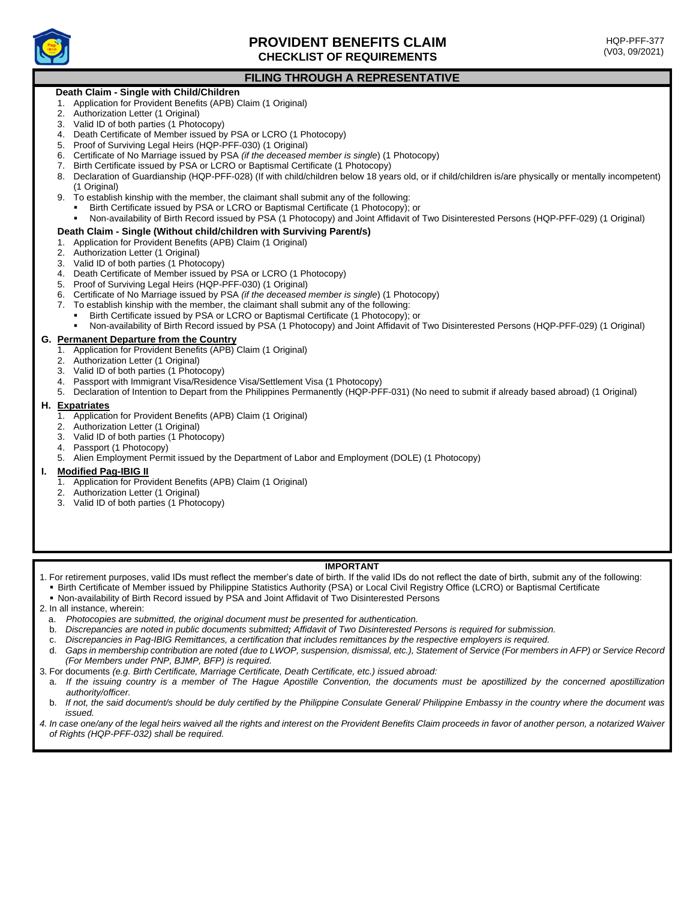# PROVIDENT BENEFITS CLAIM
## CHECKLIST OF REQUIREMENTS

HQP-PFF-377
(V03, 09/2021)

## FILING THROUGH A REPRESENTATIVE

**Death Claim - Single with Child/Children**

1. Application for Provident Benefits (APB) Claim (1 Original)
2. Authorization Letter (1 Original)
3. Valid ID of both parties (1 Photocopy)
4. Death Certificate of Member issued by PSA or LCRO (1 Photocopy)
5. Proof of Surviving Legal Heirs (HQP-PFF-030) (1 Original)
6. Certificate of No Marriage issued by PSA *(if the deceased member is single)* (1 Photocopy)
7. Birth Certificate issued by PSA or LCRO or Baptismal Certificate (1 Photocopy)
8. Declaration of Guardianship (HQP-PFF-028) (If with child/children below 18 years old, or if child/children is/are physically or mentally incompetent) (1 Original)
9. To establish kinship with the member, the claimant shall submit any of the following:
   - Birth Certificate issued by PSA or LCRO or Baptismal Certificate (1 Photocopy); or
   - Non-availability of Birth Record issued by PSA (1 Photocopy) and Joint Affidavit of Two Disinterested Persons (HQP-PFF-029) (1 Original)

**Death Claim - Single (Without child/children with Surviving Parent/s)**

1. Application for Provident Benefits (APB) Claim (1 Original)
2. Authorization Letter (1 Original)
3. Valid ID of both parties (1 Photocopy)
4. Death Certificate of Member issued by PSA or LCRO (1 Photocopy)
5. Proof of Surviving Legal Heirs (HQP-PFF-030) (1 Original)
6. Certificate of No Marriage issued by PSA *(if the deceased member is single)* (1 Photocopy)
7. To establish kinship with the member, the claimant shall submit any of the following:
   - Birth Certificate issued by PSA or LCRO or Baptismal Certificate (1 Photocopy); or
   - Non-availability of Birth Record issued by PSA (1 Photocopy) and Joint Affidavit of Two Disinterested Persons (HQP-PFF-029) (1 Original)

### G. Permanent Departure from the Country

1. Application for Provident Benefits (APB) Claim (1 Original)
2. Authorization Letter (1 Original)
3. Valid ID of both parties (1 Photocopy)
4. Passport with Immigrant Visa/Residence Visa/Settlement Visa (1 Photocopy)
5. Declaration of Intention to Depart from the Philippines Permanently (HQP-PFF-031) (No need to submit if already based abroad) (1 Original)

### H. Expatriates

1. Application for Provident Benefits (APB) Claim (1 Original)
2. Authorization Letter (1 Original)
3. Valid ID of both parties (1 Photocopy)
4. Passport (1 Photocopy)
5. Alien Employment Permit issued by the Department of Labor and Employment (DOLE) (1 Photocopy)

### I. Modified Pag-IBIG II

1. Application for Provident Benefits (APB) Claim (1 Original)
2. Authorization Letter (1 Original)
3. Valid ID of both parties (1 Photocopy)

**IMPORTANT**

1. For retirement purposes, valid IDs must reflect the member's date of birth. If the valid IDs do not reflect the date of birth, submit any of the following:
   - Birth Certificate of Member issued by Philippine Statistics Authority (PSA) or Local Civil Registry Office (LCRO) or Baptismal Certificate
   - Non-availability of Birth Record issued by PSA and Joint Affidavit of Two Disinterested Persons
2. In all instance, wherein:
   a. *Photocopies are submitted, the original document must be presented for authentication.*
   b. *Discrepancies are noted in public documents submitted; Affidavit of Two Disinterested Persons is required for submission.*
   c. *Discrepancies in Pag-IBIG Remittances, a certification that includes remittances by the respective employers is required.*
   d. *Gaps in membership contribution are noted (due to LWOP, suspension, dismissal, etc.), Statement of Service (For members in AFP) or Service Record (For Members under PNP, BJMP, BFP) is required.*
3. For documents *(e.g. Birth Certificate, Marriage Certificate, Death Certificate, etc.) issued abroad:*
   a. *If the issuing country is a member of The Hague Apostille Convention, the documents must be apostillized by the concerned apostillization authority/officer.*
   b. *If not, the said document/s should be duly certified by the Philippine Consulate General/ Philippine Embassy in the country where the document was issued.*
4. *In case one/any of the legal heirs waived all the rights and interest on the Provident Benefits Claim proceeds in favor of another person, a notarized Waiver of Rights (HQP-PFF-032) shall be required.*